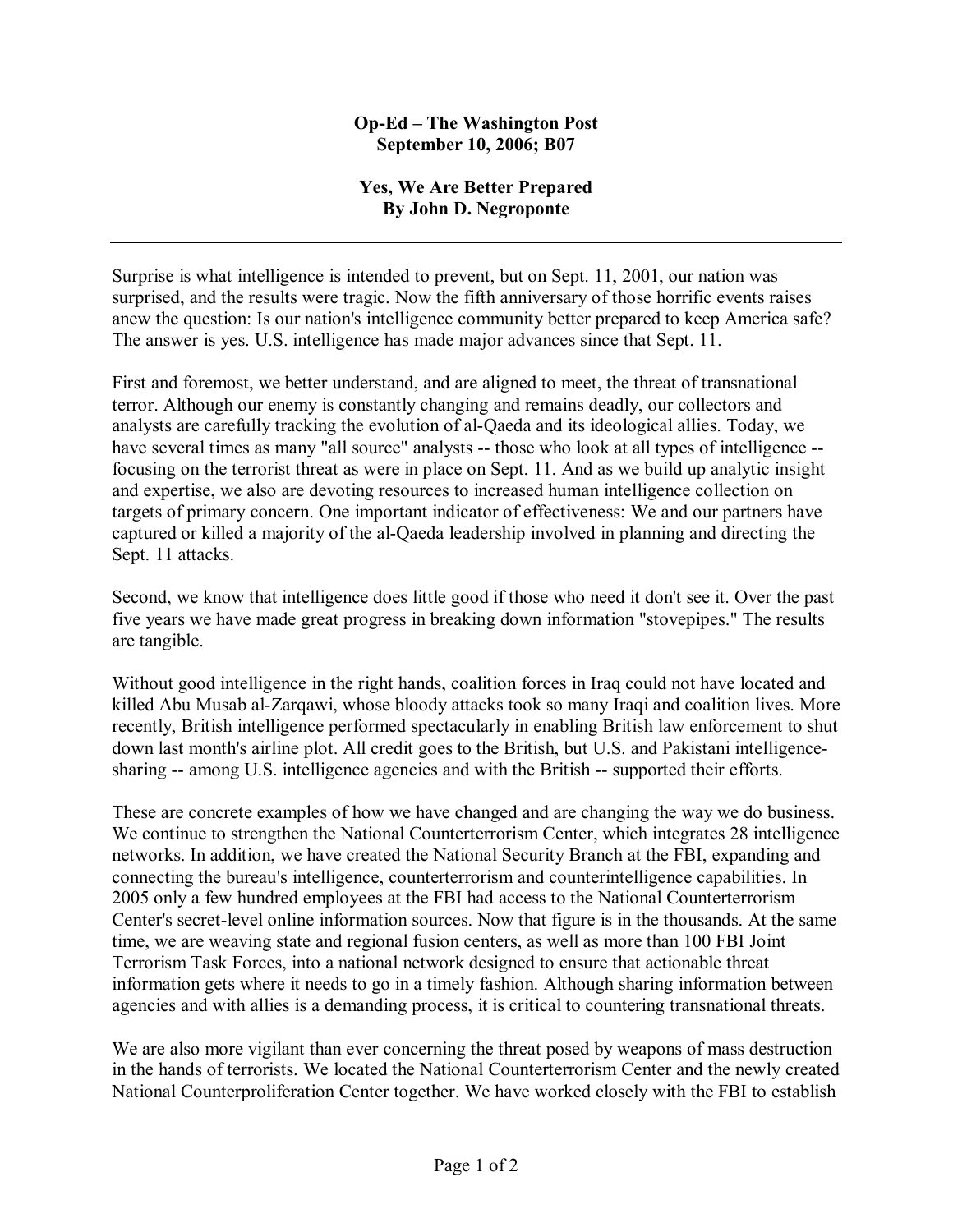**Op-Ed – The Washington Post**
**September 10, 2006; B07**

# Yes, We Are Better Prepared

**By John D. Negroponte**

---

Surprise is what intelligence is intended to prevent, but on Sept. 11, 2001, our nation was surprised, and the results were tragic. Now the fifth anniversary of those horrific events raises anew the question: Is our nation's intelligence community better prepared to keep America safe? The answer is yes. U.S. intelligence has made major advances since that Sept. 11.

First and foremost, we better understand, and are aligned to meet, the threat of transnational terror. Although our enemy is constantly changing and remains deadly, our collectors and analysts are carefully tracking the evolution of al-Qaeda and its ideological allies. Today, we have several times as many "all source" analysts -- those who look at all types of intelligence -- focusing on the terrorist threat as were in place on Sept. 11. And as we build up analytic insight and expertise, we also are devoting resources to increased human intelligence collection on targets of primary concern. One important indicator of effectiveness: We and our partners have captured or killed a majority of the al-Qaeda leadership involved in planning and directing the Sept. 11 attacks.

Second, we know that intelligence does little good if those who need it don't see it. Over the past five years we have made great progress in breaking down information "stovepipes." The results are tangible.

Without good intelligence in the right hands, coalition forces in Iraq could not have located and killed Abu Musab al-Zarqawi, whose bloody attacks took so many Iraqi and coalition lives. More recently, British intelligence performed spectacularly in enabling British law enforcement to shut down last month's airline plot. All credit goes to the British, but U.S. and Pakistani intelligence-sharing -- among U.S. intelligence agencies and with the British -- supported their efforts.

These are concrete examples of how we have changed and are changing the way we do business. We continue to strengthen the National Counterterrorism Center, which integrates 28 intelligence networks. In addition, we have created the National Security Branch at the FBI, expanding and connecting the bureau's intelligence, counterterrorism and counterintelligence capabilities. In 2005 only a few hundred employees at the FBI had access to the National Counterterrorism Center's secret-level online information sources. Now that figure is in the thousands. At the same time, we are weaving state and regional fusion centers, as well as more than 100 FBI Joint Terrorism Task Forces, into a national network designed to ensure that actionable threat information gets where it needs to go in a timely fashion. Although sharing information between agencies and with allies is a demanding process, it is critical to countering transnational threats.

We are also more vigilant than ever concerning the threat posed by weapons of mass destruction in the hands of terrorists. We located the National Counterterrorism Center and the newly created National Counterproliferation Center together. We have worked closely with the FBI to establish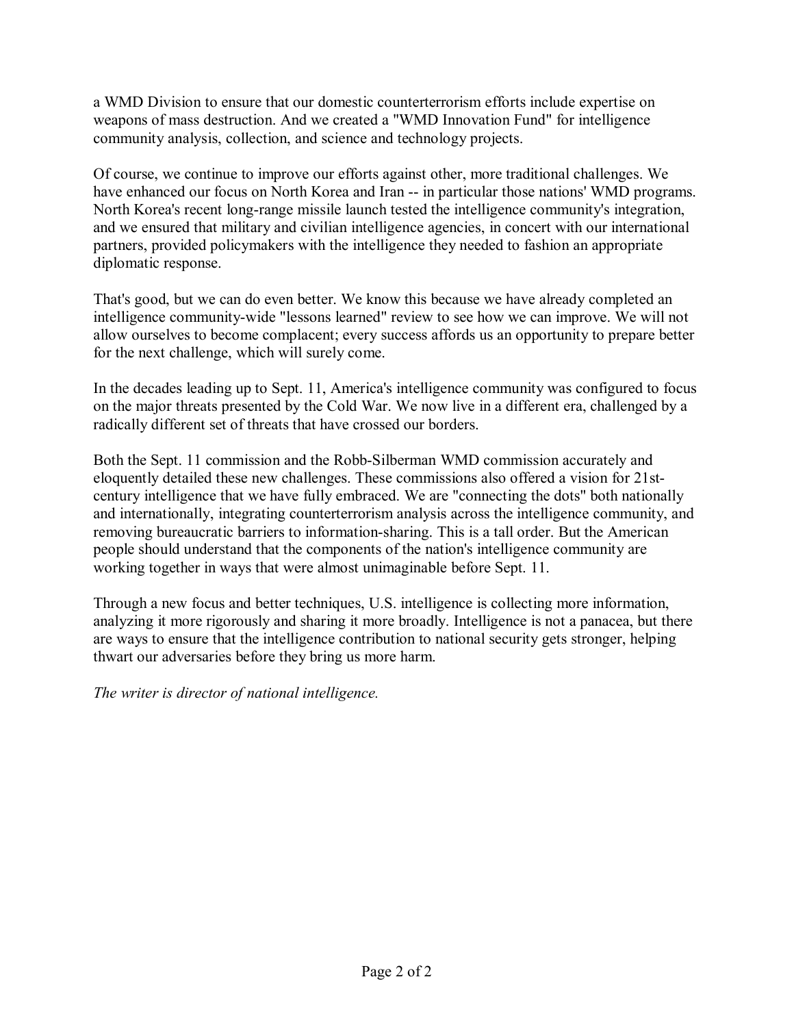a WMD Division to ensure that our domestic counterterrorism efforts include expertise on weapons of mass destruction. And we created a "WMD Innovation Fund" for intelligence community analysis, collection, and science and technology projects.

Of course, we continue to improve our efforts against other, more traditional challenges. We have enhanced our focus on North Korea and Iran -- in particular those nations' WMD programs. North Korea's recent long-range missile launch tested the intelligence community's integration, and we ensured that military and civilian intelligence agencies, in concert with our international partners, provided policymakers with the intelligence they needed to fashion an appropriate diplomatic response.

That's good, but we can do even better. We know this because we have already completed an intelligence community-wide "lessons learned" review to see how we can improve. We will not allow ourselves to become complacent; every success affords us an opportunity to prepare better for the next challenge, which will surely come.

In the decades leading up to Sept. 11, America's intelligence community was configured to focus on the major threats presented by the Cold War. We now live in a different era, challenged by a radically different set of threats that have crossed our borders.

Both the Sept. 11 commission and the Robb-Silberman WMD commission accurately and eloquently detailed these new challenges. These commissions also offered a vision for 21st-century intelligence that we have fully embraced. We are "connecting the dots" both nationally and internationally, integrating counterterrorism analysis across the intelligence community, and removing bureaucratic barriers to information-sharing. This is a tall order. But the American people should understand that the components of the nation's intelligence community are working together in ways that were almost unimaginable before Sept. 11.

Through a new focus and better techniques, U.S. intelligence is collecting more information, analyzing it more rigorously and sharing it more broadly. Intelligence is not a panacea, but there are ways to ensure that the intelligence contribution to national security gets stronger, helping thwart our adversaries before they bring us more harm.

*The writer is director of national intelligence.*